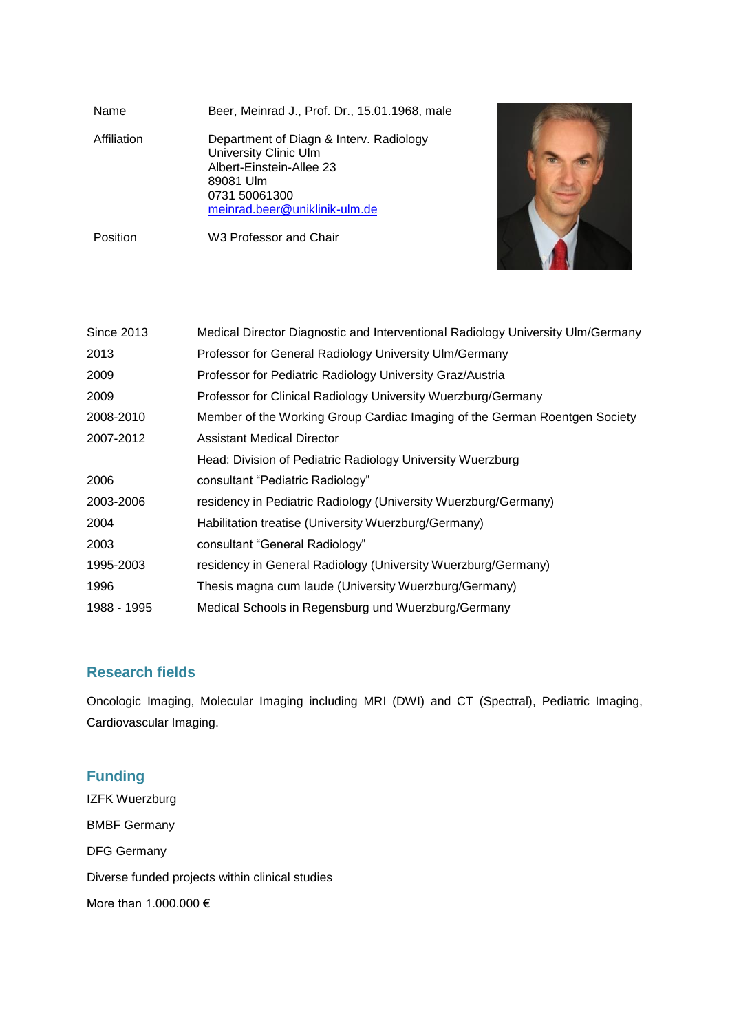| | |
|---|---|
| Name | Beer, Meinrad J., Prof. Dr., 15.01.1968, male |
| Affiliation | Department of Diagn & Interv. Radiology<br>University Clinic Ulm<br>Albert-Einstein-Allee 23<br>89081 Ulm<br>0731 50061300<br>meinrad.beer@uniklinik-ulm.de |
| Position | W3 Professor and Chair |

| | |
|---|---|
| Since 2013 | Medical Director Diagnostic and Interventional Radiology University Ulm/Germany |
| 2013 | Professor for General Radiology University Ulm/Germany |
| 2009 | Professor for Pediatric Radiology University Graz/Austria |
| 2009 | Professor for Clinical Radiology University Wuerzburg/Germany |
| 2008-2010 | Member of the Working Group Cardiac Imaging of the German Roentgen Society |
| 2007-2012 | Assistant Medical Director |
| | Head: Division of Pediatric Radiology University Wuerzburg |
| 2006 | consultant “Pediatric Radiology” |
| 2003-2006 | residency in Pediatric Radiology (University Wuerzburg/Germany) |
| 2004 | Habilitation treatise (University Wuerzburg/Germany) |
| 2003 | consultant “General Radiology” |
| 1995-2003 | residency in General Radiology (University Wuerzburg/Germany) |
| 1996 | Thesis magna cum laude (University Wuerzburg/Germany) |
| 1988 - 1995 | Medical Schools in Regensburg und Wuerzburg/Germany |

## Research fields

Oncologic Imaging, Molecular Imaging including MRI (DWI) and CT (Spectral), Pediatric Imaging, Cardiovascular Imaging.

## Funding

IZFK Wuerzburg

BMBF Germany

DFG Germany

Diverse funded projects within clinical studies

More than 1.000.000 €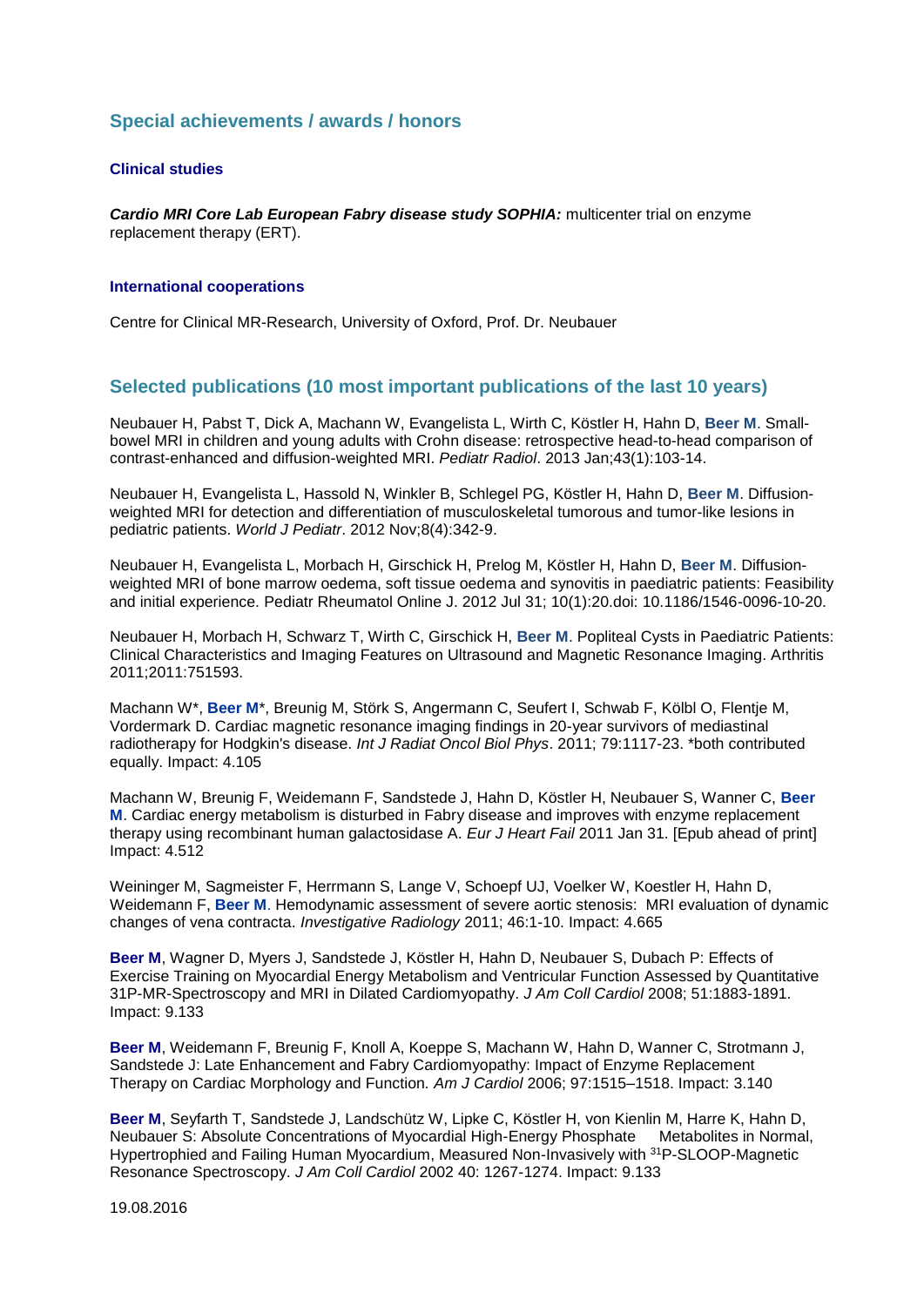## Special achievements / awards / honors

### Clinical studies

***Cardio MRI Core Lab European Fabry disease study SOPHIA:*** multicenter trial on enzyme replacement therapy (ERT).

### International cooperations

Centre for Clinical MR-Research, University of Oxford, Prof. Dr. Neubauer

## Selected publications (10 most important publications of the last 10 years)

Neubauer H, Pabst T, Dick A, Machann W, Evangelista L, Wirth C, Köstler H, Hahn D, **Beer M**. Small-bowel MRI in children and young adults with Crohn disease: retrospective head-to-head comparison of contrast-enhanced and diffusion-weighted MRI. *Pediatr Radiol*. 2013 Jan;43(1):103-14.

Neubauer H, Evangelista L, Hassold N, Winkler B, Schlegel PG, Köstler H, Hahn D, **Beer M**. Diffusion-weighted MRI for detection and differentiation of musculoskeletal tumorous and tumor-like lesions in pediatric patients. *World J Pediatr*. 2012 Nov;8(4):342-9.

Neubauer H, Evangelista L, Morbach H, Girschick H, Prelog M, Köstler H, Hahn D, **Beer M**. Diffusion-weighted MRI of bone marrow oedema, soft tissue oedema and synovitis in paediatric patients: Feasibility and initial experience. Pediatr Rheumatol Online J. 2012 Jul 31; 10(1):20.doi: 10.1186/1546-0096-10-20.

Neubauer H, Morbach H, Schwarz T, Wirth C, Girschick H, **Beer M**. Popliteal Cysts in Paediatric Patients: Clinical Characteristics and Imaging Features on Ultrasound and Magnetic Resonance Imaging. Arthritis 2011;2011:751593.

Machann W*, **Beer M***, Breunig M, Störk S, Angermann C, Seufert I, Schwab F, Kölbl O, Flentje M, Vordermark D. Cardiac magnetic resonance imaging findings in 20-year survivors of mediastinal radiotherapy for Hodgkin's disease. *Int J Radiat Oncol Biol Phys*. 2011; 79:1117-23. *both contributed equally. Impact: 4.105

Machann W, Breunig F, Weidemann F, Sandstede J, Hahn D, Köstler H, Neubauer S, Wanner C, **Beer M**. Cardiac energy metabolism is disturbed in Fabry disease and improves with enzyme replacement therapy using recombinant human galactosidase A. *Eur J Heart Fail* 2011 Jan 31. [Epub ahead of print] Impact: 4.512

Weininger M, Sagmeister F, Herrmann S, Lange V, Schoepf UJ, Voelker W, Koestler H, Hahn D, Weidemann F, **Beer M**. Hemodynamic assessment of severe aortic stenosis: MRI evaluation of dynamic changes of vena contracta. *Investigative Radiology* 2011; 46:1-10. Impact: 4.665

**Beer M**, Wagner D, Myers J, Sandstede J, Köstler H, Hahn D, Neubauer S, Dubach P: Effects of Exercise Training on Myocardial Energy Metabolism and Ventricular Function Assessed by Quantitative 31P-MR-Spectroscopy and MRI in Dilated Cardiomyopathy. *J Am Coll Cardiol* 2008; 51:1883-1891. Impact: 9.133

**Beer M**, Weidemann F, Breunig F, Knoll A, Koeppe S, Machann W, Hahn D, Wanner C, Strotmann J, Sandstede J: Late Enhancement and Fabry Cardiomyopathy: Impact of Enzyme Replacement Therapy on Cardiac Morphology and Function. *Am J Cardiol* 2006; 97:1515–1518. Impact: 3.140

**Beer M**, Seyfarth T, Sandstede J, Landschütz W, Lipke C, Köstler H, von Kienlin M, Harre K, Hahn D, Neubauer S: Absolute Concentrations of Myocardial High-Energy Phosphate Metabolites in Normal, Hypertrophied and Failing Human Myocardium, Measured Non-Invasively with $^{31}$P-SLOOP-Magnetic Resonance Spectroscopy. *J Am Coll Cardiol* 2002 40: 1267-1274. Impact: 9.133

19.08.2016